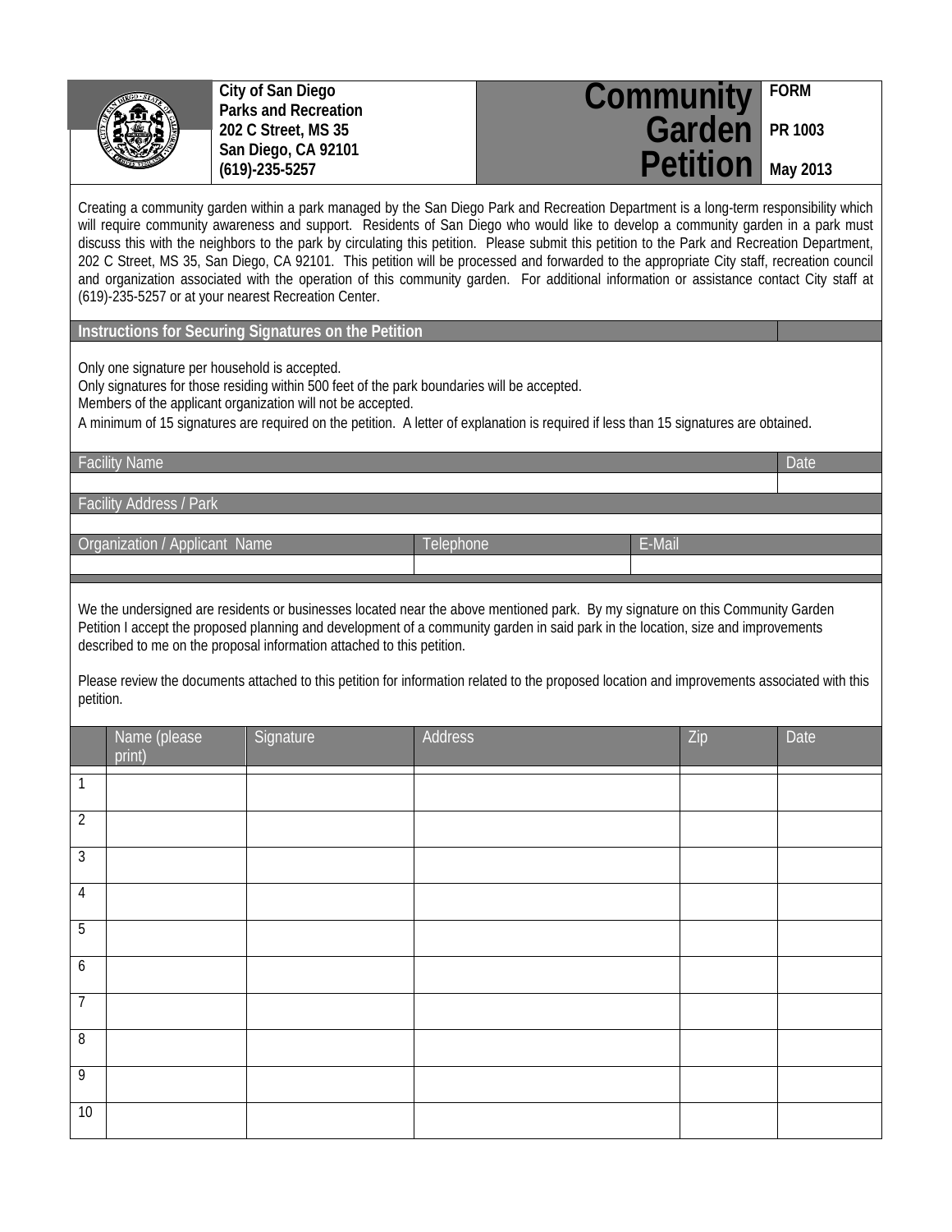| City of San Diego<br>Parks and Recreation<br>202 C Street, MS 35<br>San Diego, CA 92101<br>(619)-235-5257 | **Community Garden Petition** | FORM<br>PR 1003<br>May 2013 |
|---|---|---|

Creating a community garden within a park managed by the San Diego Park and Recreation Department is a long-term responsibility which will require community awareness and support. Residents of San Diego who would like to develop a community garden in a park must discuss this with the neighbors to the park by circulating this petition. Please submit this petition to the Park and Recreation Department, 202 C Street, MS 35, San Diego, CA 92101. This petition will be processed and forwarded to the appropriate City staff, recreation council and organization associated with the operation of this community garden. For additional information or assistance contact City staff at (619)-235-5257 or at your nearest Recreation Center.

## Instructions for Securing Signatures on the Petition

Only one signature per household is accepted.
Only signatures for those residing within 500 feet of the park boundaries will be accepted.
Members of the applicant organization will not be accepted.
A minimum of 15 signatures are required on the petition. A letter of explanation is required if less than 15 signatures are obtained.

| Facility Name | | Date |
|---|---|---|
| | | |
| **Facility Address / Park** | | |
| | | |
| **Organization / Applicant Name** | **Telephone** | **E-Mail** |
| | | |

We the undersigned are residents or businesses located near the above mentioned park. By my signature on this Community Garden Petition I accept the proposed planning and development of a community garden in said park in the location, size and improvements described to me on the proposal information attached to this petition.

Please review the documents attached to this petition for information related to the proposed location and improvements associated with this petition.

| | Name (please print) | Signature | Address | Zip | Date |
|---|---|---|---|---|---|
| 1 | | | | | |
| 2 | | | | | |
| 3 | | | | | |
| 4 | | | | | |
| 5 | | | | | |
| 6 | | | | | |
| 7 | | | | | |
| 8 | | | | | |
| 9 | | | | | |
| 10 | | | | | |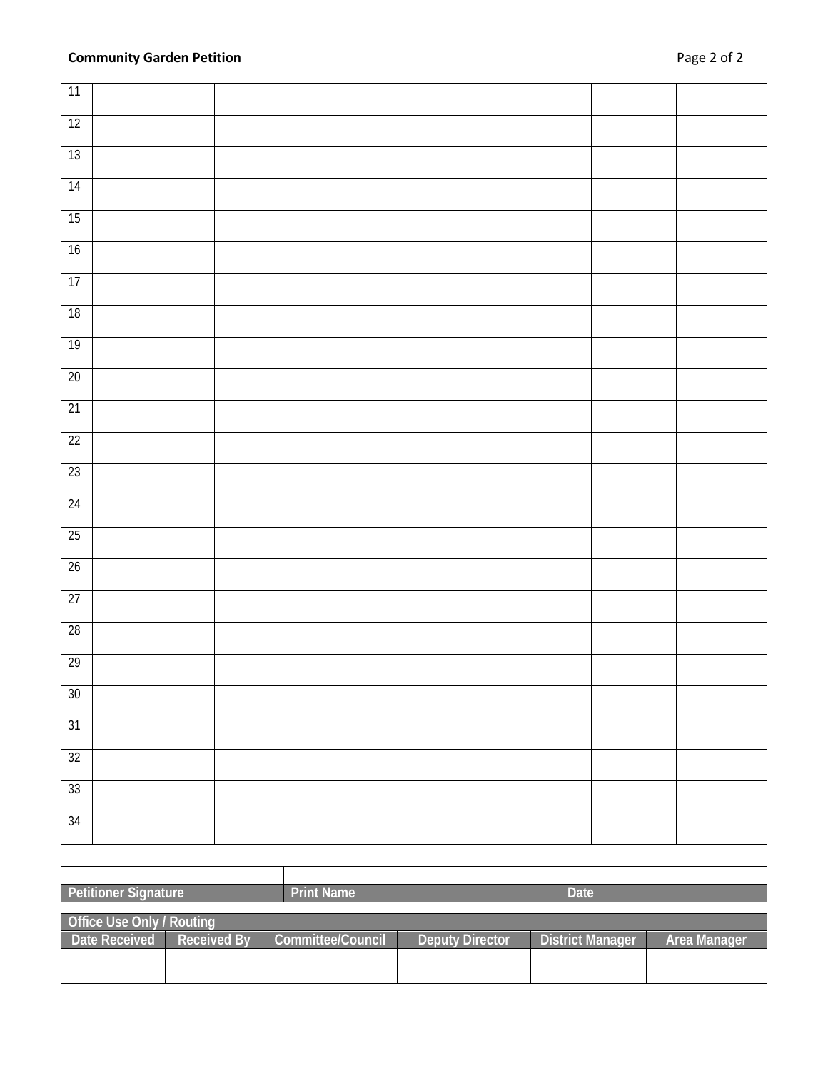| | | | | | |
|---|---|---|---|---|---|
| 11 | | | | | |
| 12 | | | | | |
| 13 | | | | | |
| 14 | | | | | |
| 15 | | | | | |
| 16 | | | | | |
| 17 | | | | | |
| 18 | | | | | |
| 19 | | | | | |
| 20 | | | | | |
| 21 | | | | | |
| 22 | | | | | |
| 23 | | | | | |
| 24 | | | | | |
| 25 | | | | | |
| 26 | | | | | |
| 27 | | | | | |
| 28 | | | | | |
| 29 | | | | | |
| 30 | | | | | |
| 31 | | | | | |
| 32 | | | | | |
| 33 | | | | | |
| 34 | | | | | |

| | | |
|---|---|---|
| | | |
| Petitioner Signature | Print Name | Date |

| Office Use Only / Routing | | | | | |
|---|---|---|---|---|---|
| Date Received | Received By | Committee/Council | Deputy Director | District Manager | Area Manager |
| | | | | | |